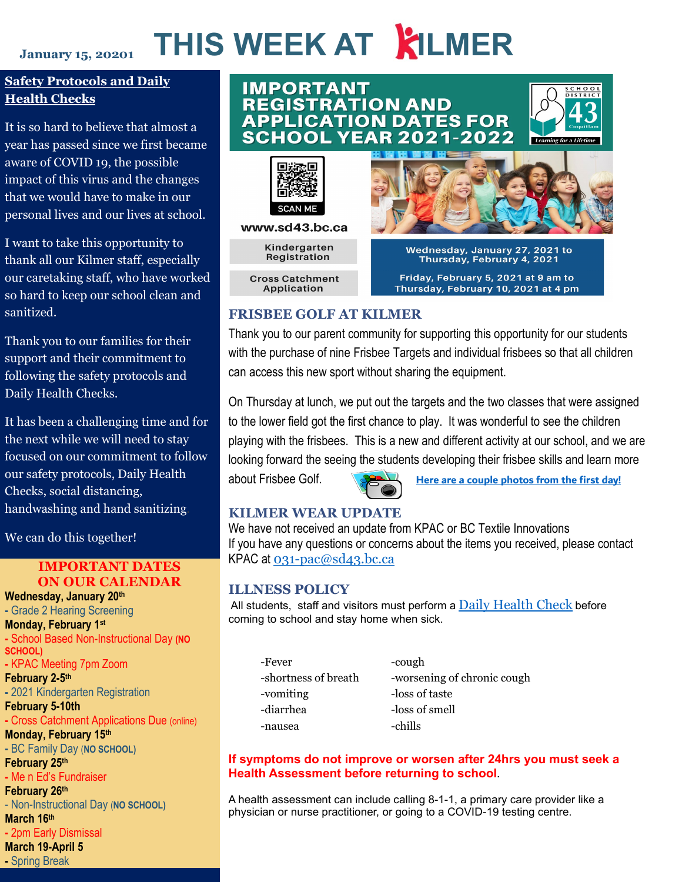January 15, 20201

# THIS WEEK AT KILMER

## Safety Protocols and Daily Health Checks

It is so hard to believe that almost a year has passed since we first became aware of COVID 19, the possible impact of this virus and the changes that we would have to make in our personal lives and our lives at school.

I want to take this opportunity to thank all our Kilmer staff, especially our caretaking staff, who have worked so hard to keep our school clean and sanitized.

Thank you to our families for their support and their commitment to following the safety protocols and Daily Health Checks.

It has been a challenging time and for the next while we will need to stay focused on our commitment to follow our safety protocols, Daily Health Checks, social distancing, handwashing and hand sanitizing

We can do this together!

## IMPORTANT DATES ON OUR CALENDAR

**Wednesday, January 20th**
- Grade 2 Hearing Screening

**Monday, February 1st**
- School Based Non-Instructional Day **(NO SCHOOL)**
- KPAC Meeting 7pm Zoom

**February 2-5th**
- 2021 Kindergarten Registration

**February 5-10th**
- Cross Catchment Applications Due (online)

**Monday, February 15th**
- BC Family Day **(NO SCHOOL)**

**February 25th**
- Me n Ed's Fundraiser

**February 26th**
- Non-Instructional Day **(NO SCHOOL)**

**March 16th**
- 2pm Early Dismissal

**March 19-April 5**
- Spring Break

## IMPORTANT REGISTRATION AND APPLICATION DATES FOR SCHOOL YEAR 2021-2022

SCHOOL DISTRICT 43 Coquitlam — Learning for a Lifetime

SCAN ME

www.sd43.bc.ca

| | |
|---|---|
| Kindergarten Registration | Wednesday, January 27, 2021 to Thursday, February 4, 2021 |
| Cross Catchment Application | Friday, February 5, 2021 at 9 am to Thursday, February 10, 2021 at 4 pm |

## FRISBEE GOLF AT KILMER

Thank you to our parent community for supporting this opportunity for our students with the purchase of nine Frisbee Targets and individual frisbees so that all children can access this new sport without sharing the equipment.

On Thursday at lunch, we put out the targets and the two classes that were assigned to the lower field got the first chance to play. It was wonderful to see the children playing with the frisbees. This is a new and different activity at our school, and we are looking forward the seeing the students developing their frisbee skills and learn more about Frisbee Golf.

**Here are a couple photos from the first day!**

## KILMER WEAR UPDATE

We have not received an update from KPAC or BC Textile Innovations
If you have any questions or concerns about the items you received, please contact KPAC at 031-pac@sd43.bc.ca

## ILLNESS POLICY

All students, staff and visitors must perform a Daily Health Check before coming to school and stay home when sick.

| | |
|---|---|
| -Fever | -cough |
| -shortness of breath | -worsening of chronic cough |
| -vomiting | -loss of taste |
| -diarrhea | -loss of smell |
| -nausea | -chills |

**If symptoms do not improve or worsen after 24hrs you must seek a Health Assessment before returning to school**.

A health assessment can include calling 8-1-1, a primary care provider like a physician or nurse practitioner, or going to a COVID-19 testing centre.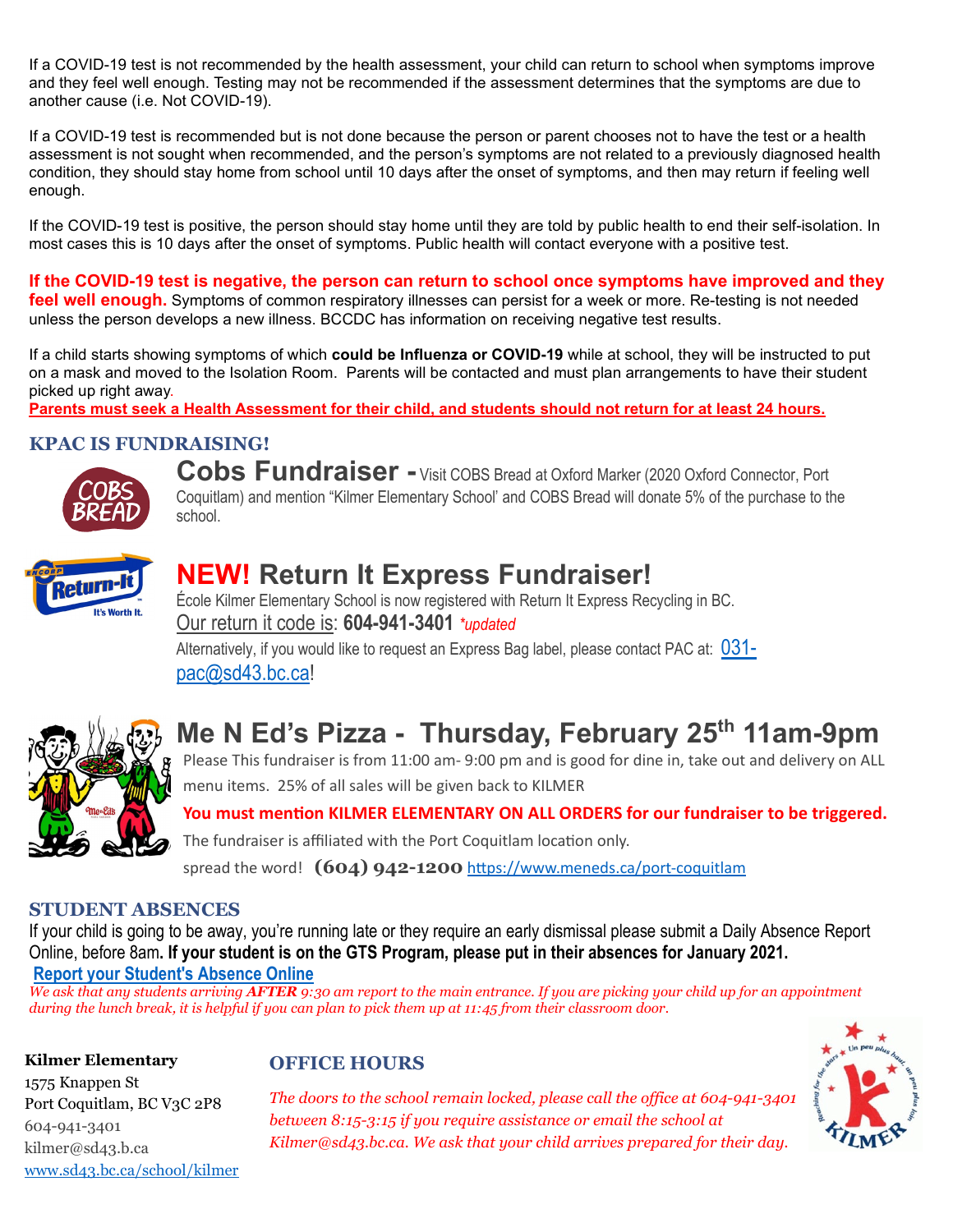If a COVID-19 test is not recommended by the health assessment, your child can return to school when symptoms improve and they feel well enough. Testing may not be recommended if the assessment determines that the symptoms are due to another cause (i.e. Not COVID-19).

If a COVID-19 test is recommended but is not done because the person or parent chooses not to have the test or a health assessment is not sought when recommended, and the person's symptoms are not related to a previously diagnosed health condition, they should stay home from school until 10 days after the onset of symptoms, and then may return if feeling well enough.

If the COVID-19 test is positive, the person should stay home until they are told by public health to end their self-isolation. In most cases this is 10 days after the onset of symptoms. Public health will contact everyone with a positive test.

**If the COVID-19 test is negative, the person can return to school once symptoms have improved and they feel well enough.** Symptoms of common respiratory illnesses can persist for a week or more. Re-testing is not needed unless the person develops a new illness. BCCDC has information on receiving negative test results.

If a child starts showing symptoms of which **could be Influenza or COVID-19** while at school, they will be instructed to put on a mask and moved to the Isolation Room. Parents will be contacted and must plan arrangements to have their student picked up right away.

**Parents must seek a Health Assessment for their child, and students should not return for at least 24 hours.**

## KPAC IS FUNDRAISING!

**Cobs Fundraiser -** Visit COBS Bread at Oxford Marker (2020 Oxford Connector, Port Coquitlam) and mention "Kilmer Elementary School' and COBS Bread will donate 5% of the purchase to the school.

## NEW! Return It Express Fundraiser!

École Kilmer Elementary School is now registered with Return It Express Recycling in BC.

Our return it code is: **604-941-3401** *\*updated*

Alternatively, if you would like to request an Express Bag label, please contact PAC at: 031-pac@sd43.bc.ca!

## Me N Ed's Pizza - Thursday, February 25th 11am-9pm

Please This fundraiser is from 11:00 am- 9:00 pm and is good for dine in, take out and delivery on ALL menu items. 25% of all sales will be given back to KILMER

**You must mention KILMER ELEMENTARY ON ALL ORDERS for our fundraiser to be triggered.**

The fundraiser is affiliated with the Port Coquitlam location only.

spread the word! **(604) 942-1200** https://www.meneds.ca/port-coquitlam

## STUDENT ABSENCES

If your child is going to be away, you're running late or they require an early dismissal please submit a Daily Absence Report Online, before 8am**. If your student is on the GTS Program, please put in their absences for January 2021.**

**Report your Student's Absence Online**

*We ask that any students arriving **AFTER** 9:30 am report to the main entrance. If you are picking your child up for an appointment during the lunch break, it is helpful if you can plan to pick them up at 11:45 from their classroom door.*

**Kilmer Elementary**
1575 Knappen St
Port Coquitlam, BC V3C 2P8
604-941-3401
kilmer@sd43.b.ca
www.sd43.bc.ca/school/kilmer

## OFFICE HOURS

*The doors to the school remain locked, please call the office at 604-941-3401 between 8:15-3:15 if you require assistance or email the school at Kilmer@sd43.bc.ca. We ask that your child arrives prepared for their day.*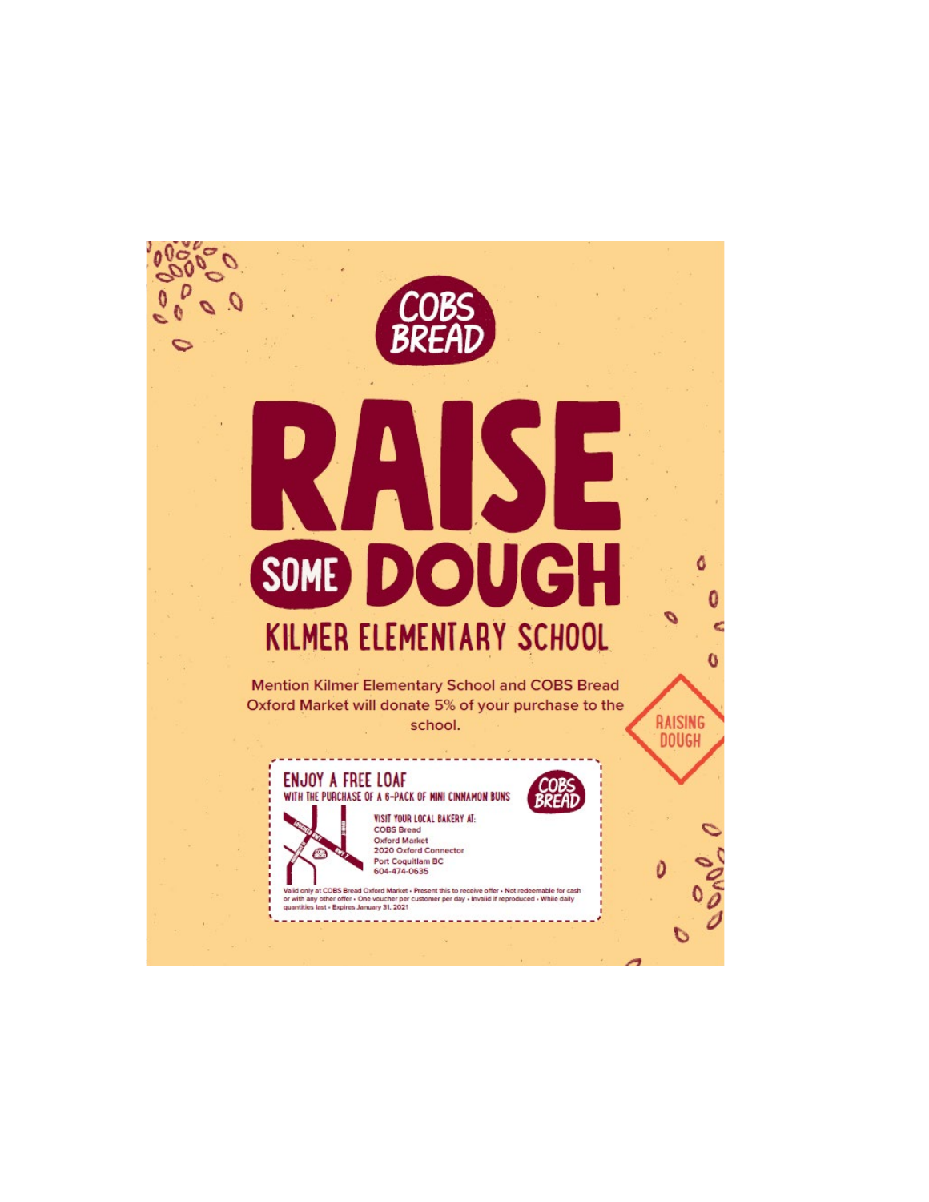COBS BREAD

# RAISE SOME DOUGH

## KILMER ELEMENTARY SCHOOL

Mention Kilmer Elementary School and COBS Bread Oxford Market will donate 5% of your purchase to the school.

RAISING DOUGH

### ENJOY A FREE LOAF

WITH THE PURCHASE OF A 6-PACK OF MINI CINNAMON BUNS

COBS BREAD

VISIT YOUR LOCAL BAKERY AT:
COBS Bread
Oxford Market
2020 Oxford Connector
Port Coquitlam BC
604-474-0635

Valid only at COBS Bread Oxford Market • Present this to receive offer • Not redeemable for cash or with any other offer • One voucher per customer per day • Invalid if reproduced • While daily quantities last • Expires January 31, 2021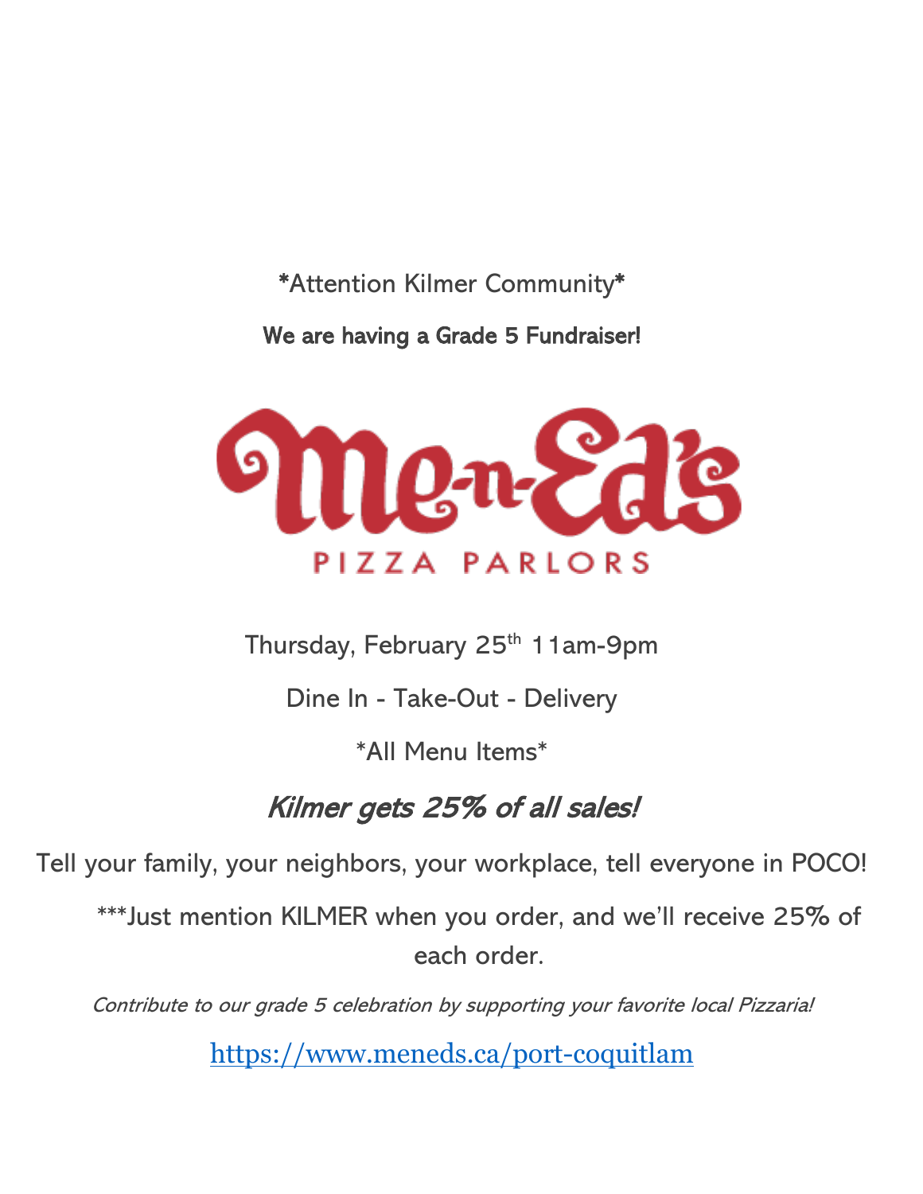*Attention Kilmer Community*

**We are having a Grade 5 Fundraiser!**

Me-n-Ed's

PIZZA PARLORS

Thursday, February 25th 11am-9pm

Dine In - Take-Out - Delivery

*All Menu Items*

***Kilmer gets 25% of all sales!***

Tell your family, your neighbors, your workplace, tell everyone in POCO!

***Just mention KILMER when you order, and we'll receive 25% of each order.

*Contribute to our grade 5 celebration by supporting your favorite local Pizzaria!*

https://www.meneds.ca/port-coquitlam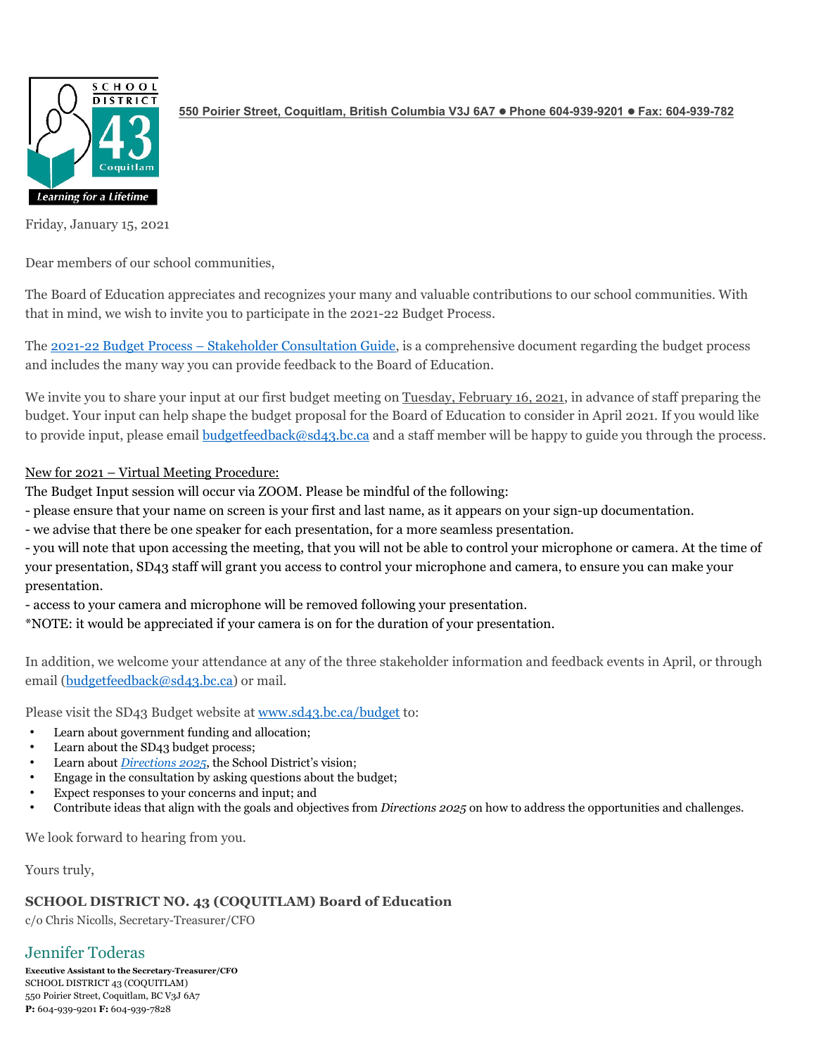550 Poirier Street, Coquitlam, British Columbia V3J 6A7 ● Phone 604-939-9201 ● Fax: 604-939-782

Friday, January 15, 2021

Dear members of our school communities,

The Board of Education appreciates and recognizes your many and valuable contributions to our school communities. With that in mind, we wish to invite you to participate in the 2021-22 Budget Process.

The 2021-22 Budget Process – Stakeholder Consultation Guide, is a comprehensive document regarding the budget process and includes the many way you can provide feedback to the Board of Education.

We invite you to share your input at our first budget meeting on Tuesday, February 16, 2021, in advance of staff preparing the budget. Your input can help shape the budget proposal for the Board of Education to consider in April 2021. If you would like to provide input, please email budgetfeedback@sd43.bc.ca and a staff member will be happy to guide you through the process.

New for 2021 – Virtual Meeting Procedure:

The Budget Input session will occur via ZOOM. Please be mindful of the following:

- please ensure that your name on screen is your first and last name, as it appears on your sign-up documentation.
- we advise that there be one speaker for each presentation, for a more seamless presentation.
- you will note that upon accessing the meeting, that you will not be able to control your microphone or camera. At the time of your presentation, SD43 staff will grant you access to control your microphone and camera, to ensure you can make your presentation.
- access to your camera and microphone will be removed following your presentation.

*NOTE: it would be appreciated if your camera is on for the duration of your presentation.

In addition, we welcome your attendance at any of the three stakeholder information and feedback events in April, or through email (budgetfeedback@sd43.bc.ca) or mail.

Please visit the SD43 Budget website at www.sd43.bc.ca/budget to:

- Learn about government funding and allocation;
- Learn about the SD43 budget process;
- Learn about *Directions 2025*, the School District's vision;
- Engage in the consultation by asking questions about the budget;
- Expect responses to your concerns and input; and
- Contribute ideas that align with the goals and objectives from *Directions 2025* on how to address the opportunities and challenges.

We look forward to hearing from you.

Yours truly,

**SCHOOL DISTRICT NO. 43 (COQUITLAM) Board of Education**

c/o Chris Nicolls, Secretary-Treasurer/CFO

Jennifer Toderas

**Executive Assistant to the Secretary-Treasurer/CFO**
SCHOOL DISTRICT 43 (COQUITLAM)
550 Poirier Street, Coquitlam, BC V3J 6A7
**P:** 604-939-9201 **F:** 604-939-7828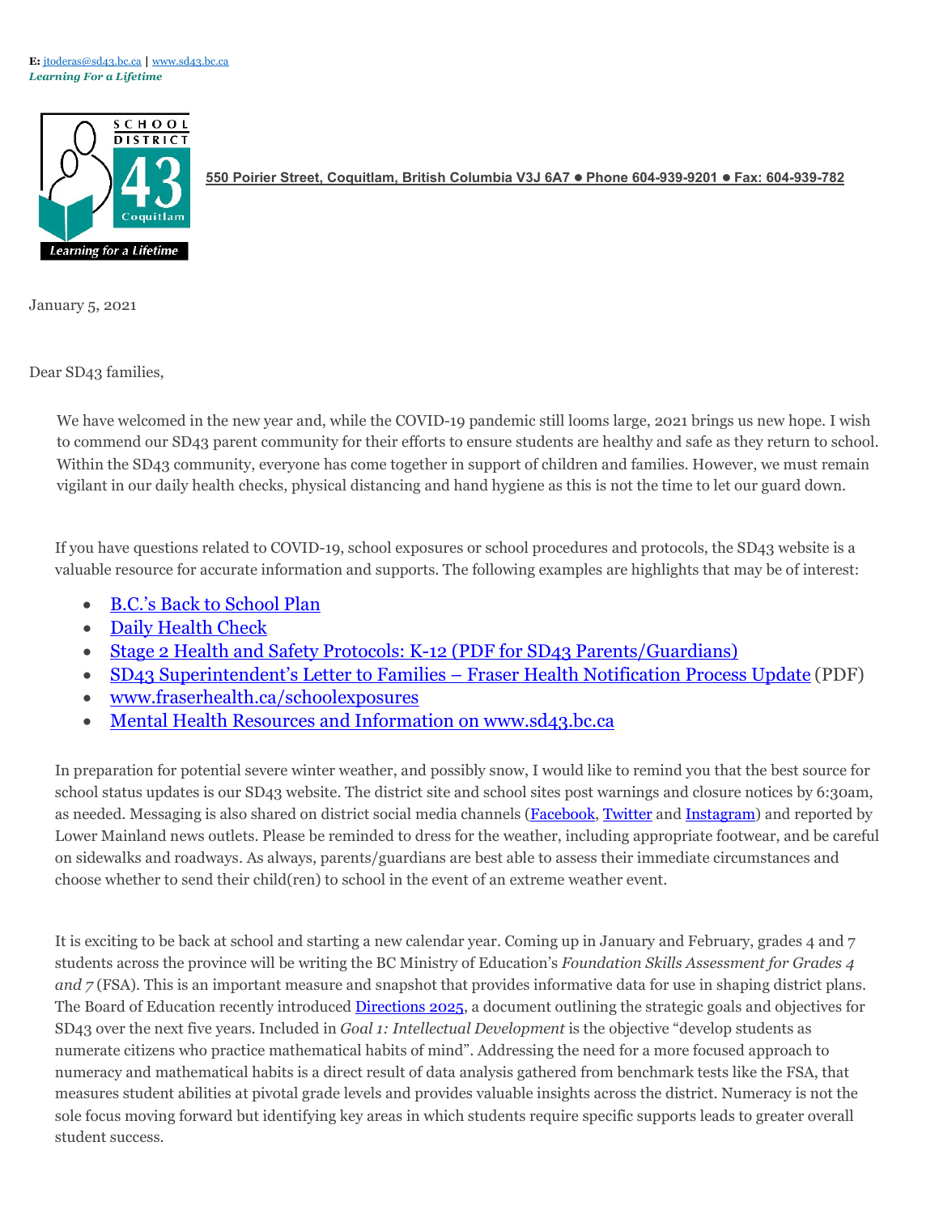**E:** jtoderas@sd43.bc.ca | www.sd43.bc.ca
***Learning For a Lifetime***

**550 Poirier Street, Coquitlam, British Columbia V3J 6A7 ● Phone 604-939-9201 ● Fax: 604-939-782**

January 5, 2021

Dear SD43 families,

We have welcomed in the new year and, while the COVID-19 pandemic still looms large, 2021 brings us new hope. I wish to commend our SD43 parent community for their efforts to ensure students are healthy and safe as they return to school. Within the SD43 community, everyone has come together in support of children and families. However, we must remain vigilant in our daily health checks, physical distancing and hand hygiene as this is not the time to let our guard down.

If you have questions related to COVID-19, school exposures or school procedures and protocols, the SD43 website is a valuable resource for accurate information and supports. The following examples are highlights that may be of interest:

- B.C.'s Back to School Plan
- Daily Health Check
- Stage 2 Health and Safety Protocols: K-12 (PDF for SD43 Parents/Guardians)
- SD43 Superintendent's Letter to Families – Fraser Health Notification Process Update (PDF)
- www.fraserhealth.ca/schoolexposures
- Mental Health Resources and Information on www.sd43.bc.ca

In preparation for potential severe winter weather, and possibly snow, I would like to remind you that the best source for school status updates is our SD43 website. The district site and school sites post warnings and closure notices by 6:30am, as needed. Messaging is also shared on district social media channels (Facebook, Twitter and Instagram) and reported by Lower Mainland news outlets. Please be reminded to dress for the weather, including appropriate footwear, and be careful on sidewalks and roadways. As always, parents/guardians are best able to assess their immediate circumstances and choose whether to send their child(ren) to school in the event of an extreme weather event.

It is exciting to be back at school and starting a new calendar year. Coming up in January and February, grades 4 and 7 students across the province will be writing the BC Ministry of Education's *Foundation Skills Assessment for Grades 4 and 7* (FSA). This is an important measure and snapshot that provides informative data for use in shaping district plans. The Board of Education recently introduced Directions 2025, a document outlining the strategic goals and objectives for SD43 over the next five years. Included in *Goal 1: Intellectual Development* is the objective "develop students as numerate citizens who practice mathematical habits of mind". Addressing the need for a more focused approach to numeracy and mathematical habits is a direct result of data analysis gathered from benchmark tests like the FSA, that measures student abilities at pivotal grade levels and provides valuable insights across the district. Numeracy is not the sole focus moving forward but identifying key areas in which students require specific supports leads to greater overall student success.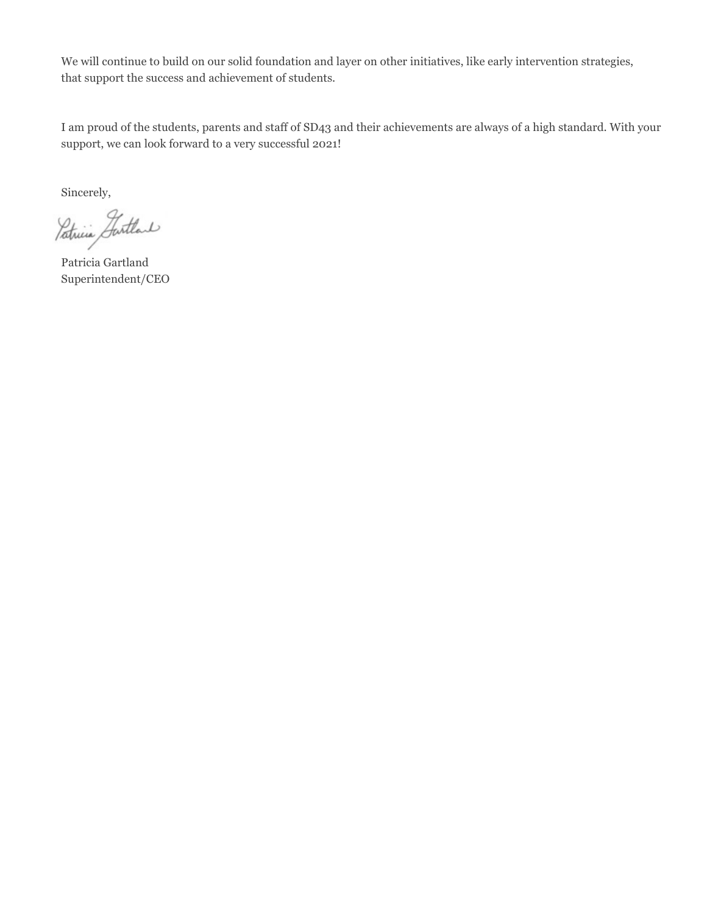We will continue to build on our solid foundation and layer on other initiatives, like early intervention strategies, that support the success and achievement of students.

I am proud of the students, parents and staff of SD43 and their achievements are always of a high standard. With your support, we can look forward to a very successful 2021!

Sincerely,

Patricia Gartland
Superintendent/CEO